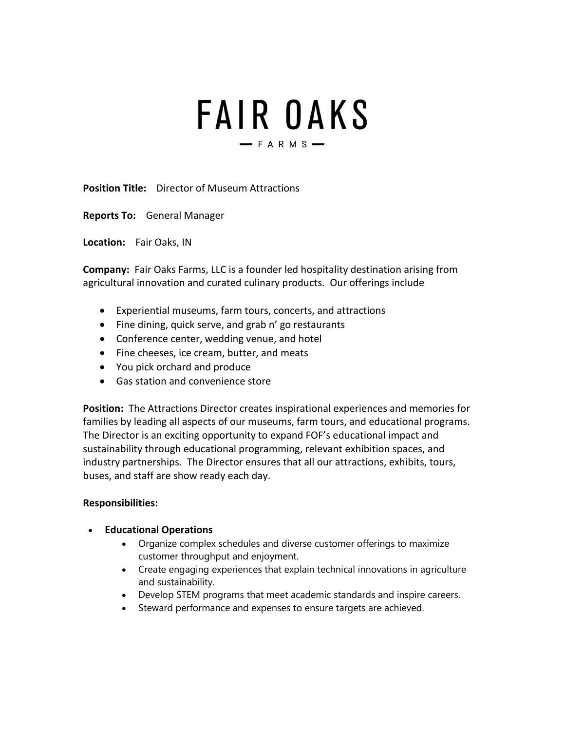# FAIR OAKS

— FARMS —

**Position Title:** Director of Museum Attractions

**Reports To:** General Manager

**Location:** Fair Oaks, IN

**Company:** Fair Oaks Farms, LLC is a founder led hospitality destination arising from agricultural innovation and curated culinary products. Our offerings include

- Experiential museums, farm tours, concerts, and attractions
- Fine dining, quick serve, and grab n' go restaurants
- Conference center, wedding venue, and hotel
- Fine cheeses, ice cream, butter, and meats
- You pick orchard and produce
- Gas station and convenience store

**Position:** The Attractions Director creates inspirational experiences and memories for families by leading all aspects of our museums, farm tours, and educational programs. The Director is an exciting opportunity to expand FOF's educational impact and sustainability through educational programming, relevant exhibition spaces, and industry partnerships. The Director ensures that all our attractions, exhibits, tours, buses, and staff are show ready each day.

**Responsibilities:**

- **Educational Operations**
  - Organize complex schedules and diverse customer offerings to maximize customer throughput and enjoyment.
  - Create engaging experiences that explain technical innovations in agriculture and sustainability.
  - Develop STEM programs that meet academic standards and inspire careers.
  - Steward performance and expenses to ensure targets are achieved.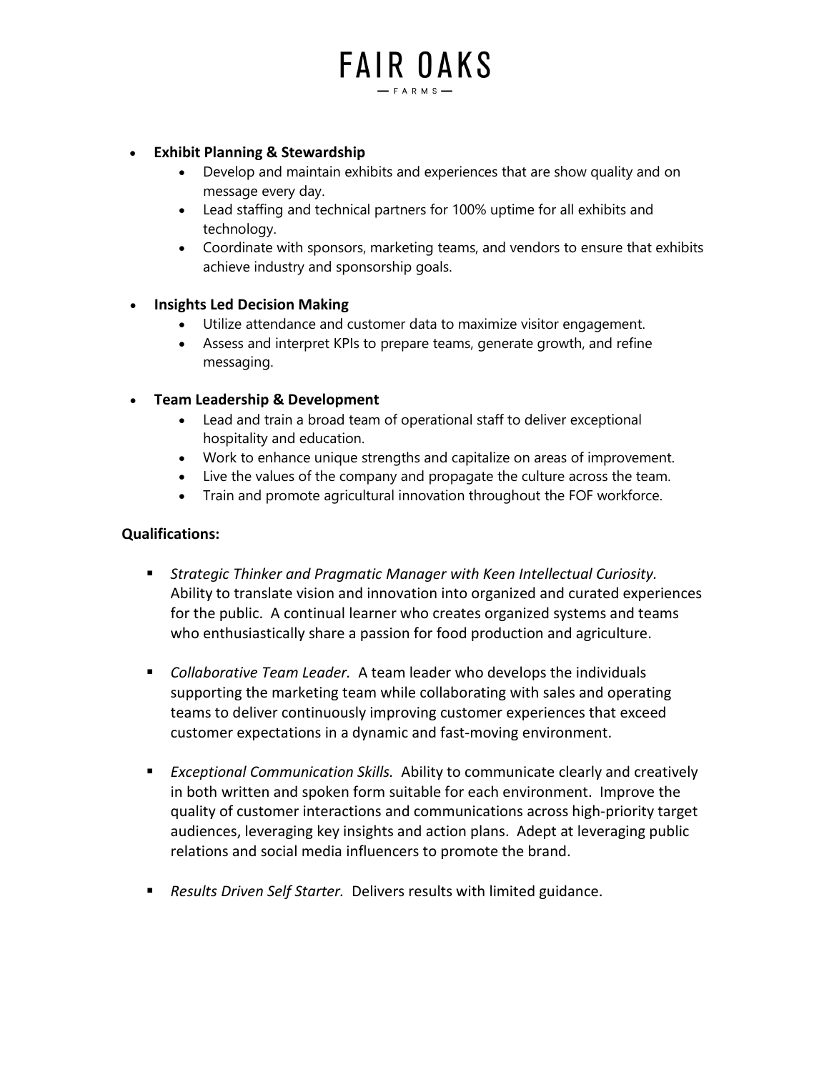- **Exhibit Planning & Stewardship**
    - Develop and maintain exhibits and experiences that are show quality and on message every day.
    - Lead staffing and technical partners for 100% uptime for all exhibits and technology.
    - Coordinate with sponsors, marketing teams, and vendors to ensure that exhibits achieve industry and sponsorship goals.

- **Insights Led Decision Making**
    - Utilize attendance and customer data to maximize visitor engagement.
    - Assess and interpret KPIs to prepare teams, generate growth, and refine messaging.

- **Team Leadership & Development**
    - Lead and train a broad team of operational staff to deliver exceptional hospitality and education.
    - Work to enhance unique strengths and capitalize on areas of improvement.
    - Live the values of the company and propagate the culture across the team.
    - Train and promote agricultural innovation throughout the FOF workforce.

**Qualifications:**

- *Strategic Thinker and Pragmatic Manager with Keen Intellectual Curiosity.* Ability to translate vision and innovation into organized and curated experiences for the public. A continual learner who creates organized systems and teams who enthusiastically share a passion for food production and agriculture.

- *Collaborative Team Leader.* A team leader who develops the individuals supporting the marketing team while collaborating with sales and operating teams to deliver continuously improving customer experiences that exceed customer expectations in a dynamic and fast-moving environment.

- *Exceptional Communication Skills.* Ability to communicate clearly and creatively in both written and spoken form suitable for each environment. Improve the quality of customer interactions and communications across high-priority target audiences, leveraging key insights and action plans. Adept at leveraging public relations and social media influencers to promote the brand.

- *Results Driven Self Starter.* Delivers results with limited guidance.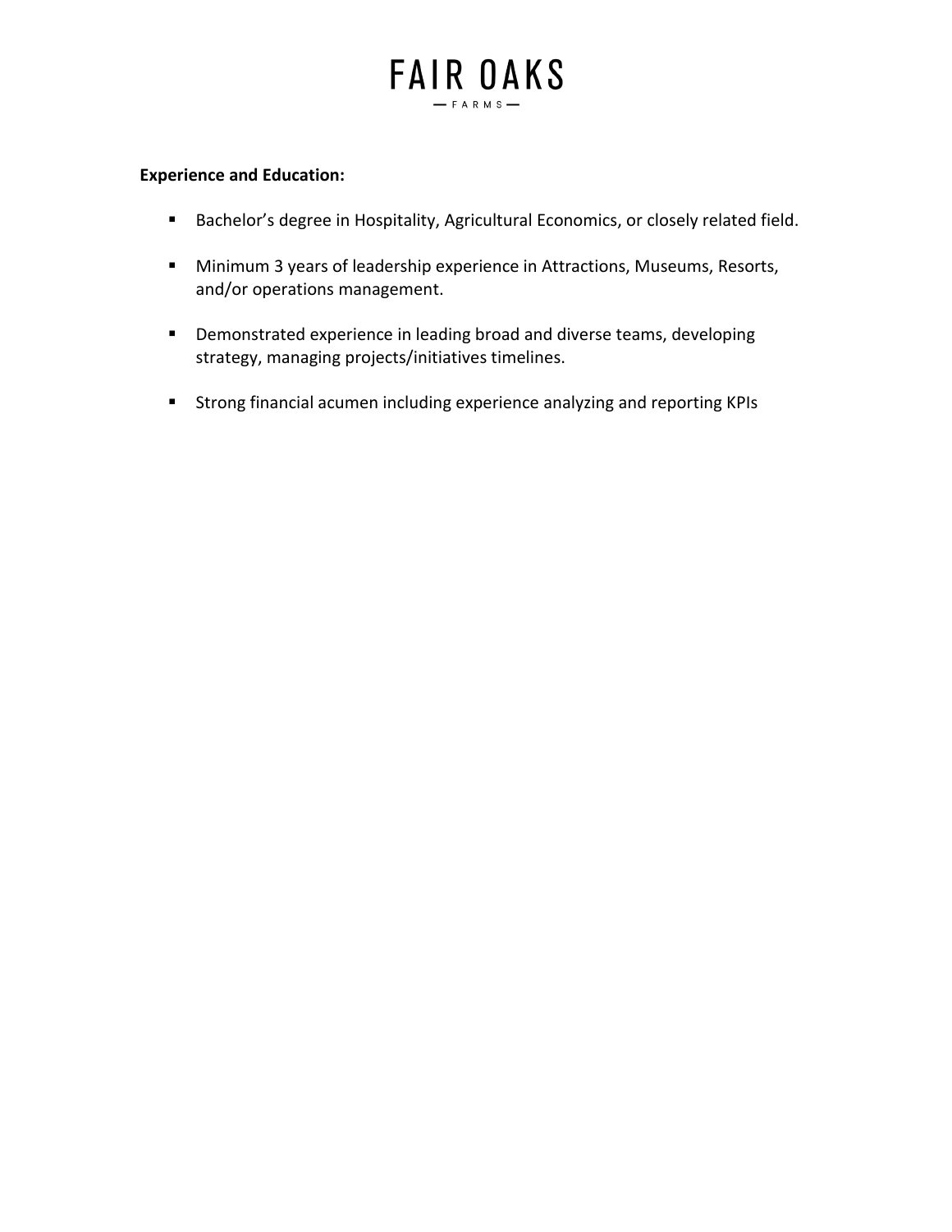**Experience and Education:**

- Bachelor's degree in Hospitality, Agricultural Economics, or closely related field.
- Minimum 3 years of leadership experience in Attractions, Museums, Resorts, and/or operations management.
- Demonstrated experience in leading broad and diverse teams, developing strategy, managing projects/initiatives timelines.
- Strong financial acumen including experience analyzing and reporting KPIs